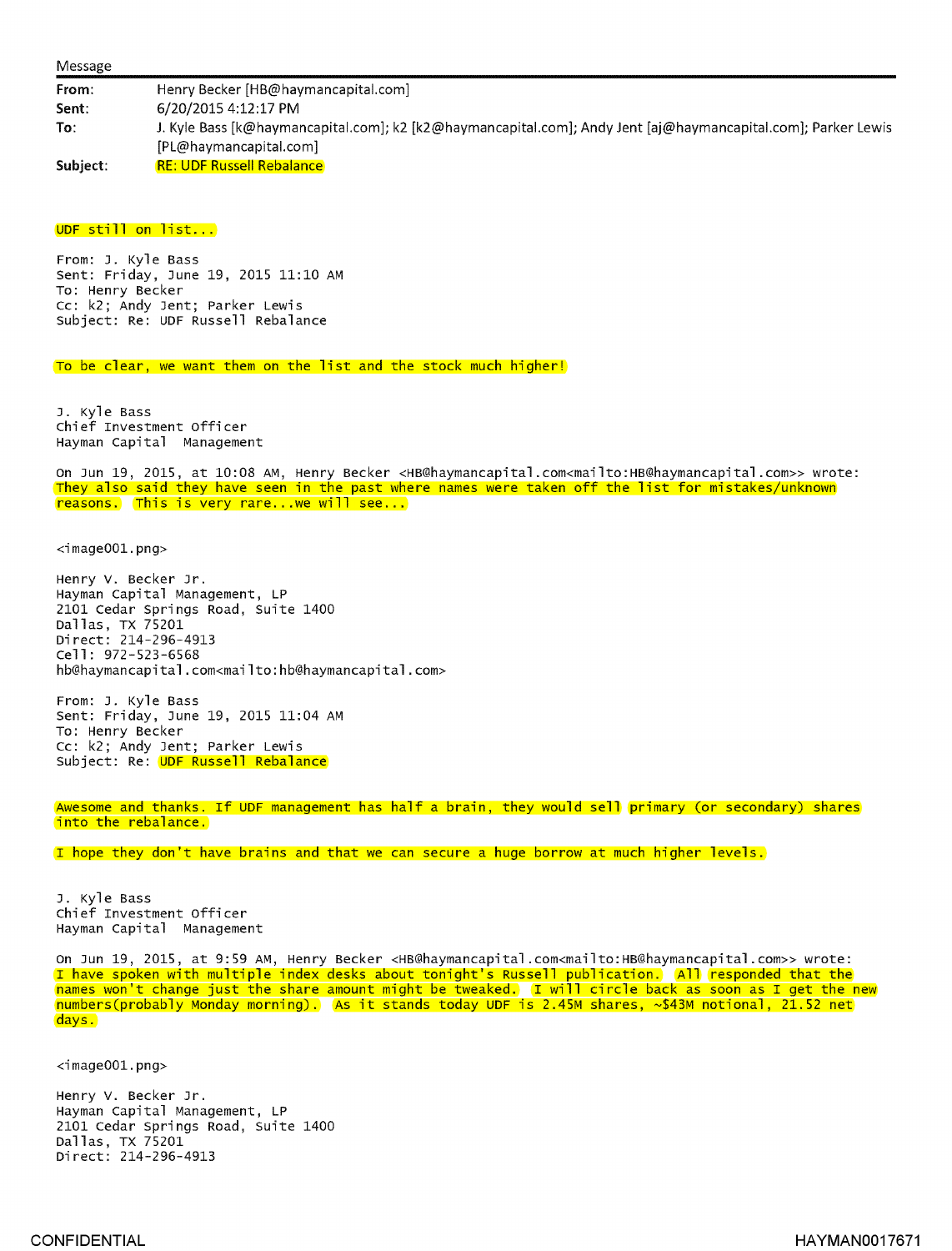Message

| | |
|---|---|
| From: | Henry Becker [HB@haymancapital.com] |
| Sent: | 6/20/2015 4:12:17 PM |
| To: | J. Kyle Bass [k@haymancapital.com]; k2 [k2@haymancapital.com]; Andy Jent [aj@haymancapital.com]; Parker Lewis [PL@haymancapital.com] |
| Subject: | RE: UDF Russell Rebalance |

UDF still on list...

From: J. Kyle Bass
Sent: Friday, June 19, 2015 11:10 AM
To: Henry Becker
Cc: k2; Andy Jent; Parker Lewis
Subject: Re: UDF Russell Rebalance

To be clear, we want them on the list and the stock much higher!

J. Kyle Bass
Chief Investment Officer
Hayman Capital Management

On Jun 19, 2015, at 10:08 AM, Henry Becker <HB@haymancapital.com<mailto:HB@haymancapital.com>> wrote:
They also said they have seen in the past where names were taken off the list for mistakes/unknown reasons. This is very rare...we will see...

<image001.png>

Henry V. Becker Jr.
Hayman Capital Management, LP
2101 Cedar Springs Road, Suite 1400
Dallas, TX 75201
Direct: 214-296-4913
Cell: 972-523-6568
hb@haymancapital.com<mailto:hb@haymancapital.com>

From: J. Kyle Bass
Sent: Friday, June 19, 2015 11:04 AM
To: Henry Becker
Cc: k2; Andy Jent; Parker Lewis
Subject: Re: UDF Russell Rebalance

Awesome and thanks. If UDF management has half a brain, they would sell primary (or secondary) shares into the rebalance.

I hope they don't have brains and that we can secure a huge borrow at much higher levels.

J. Kyle Bass
Chief Investment Officer
Hayman Capital Management

On Jun 19, 2015, at 9:59 AM, Henry Becker <HB@haymancapital.com<mailto:HB@haymancapital.com>> wrote:
I have spoken with multiple index desks about tonight's Russell publication. All responded that the names won't change just the share amount might be tweaked. I will circle back as soon as I get the new numbers(probably Monday morning). As it stands today UDF is 2.45M shares, ~$43M notional, 21.52 net days.

<image001.png>

Henry V. Becker Jr.
Hayman Capital Management, LP
2101 Cedar Springs Road, Suite 1400
Dallas, TX 75201
Direct: 214-296-4913

CONFIDENTIAL HAYMAN0017671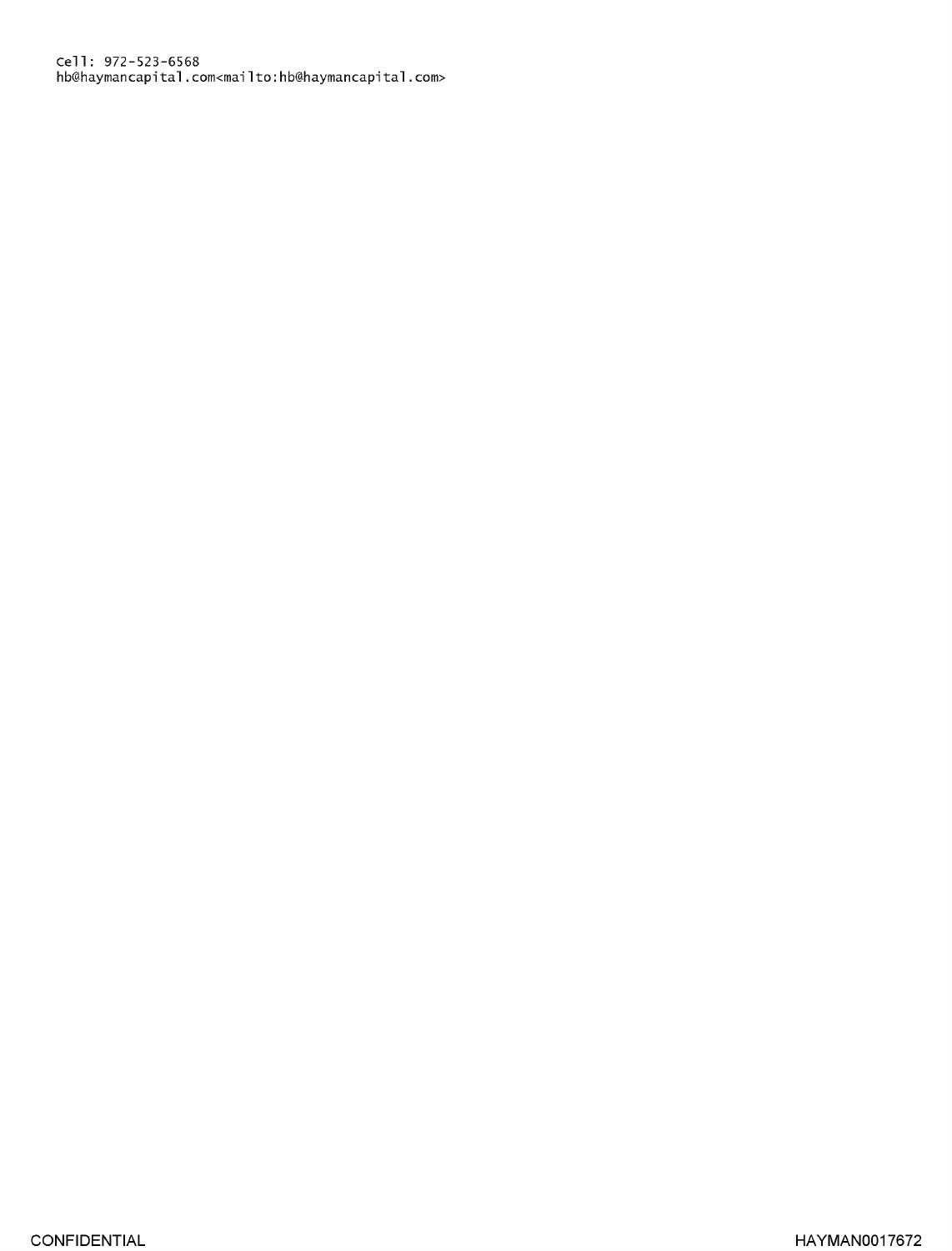Cell: 972-523-6568
hb@haymancapital.com<mailto:hb@haymancapital.com>

CONFIDENTIAL

HAYMAN0017672